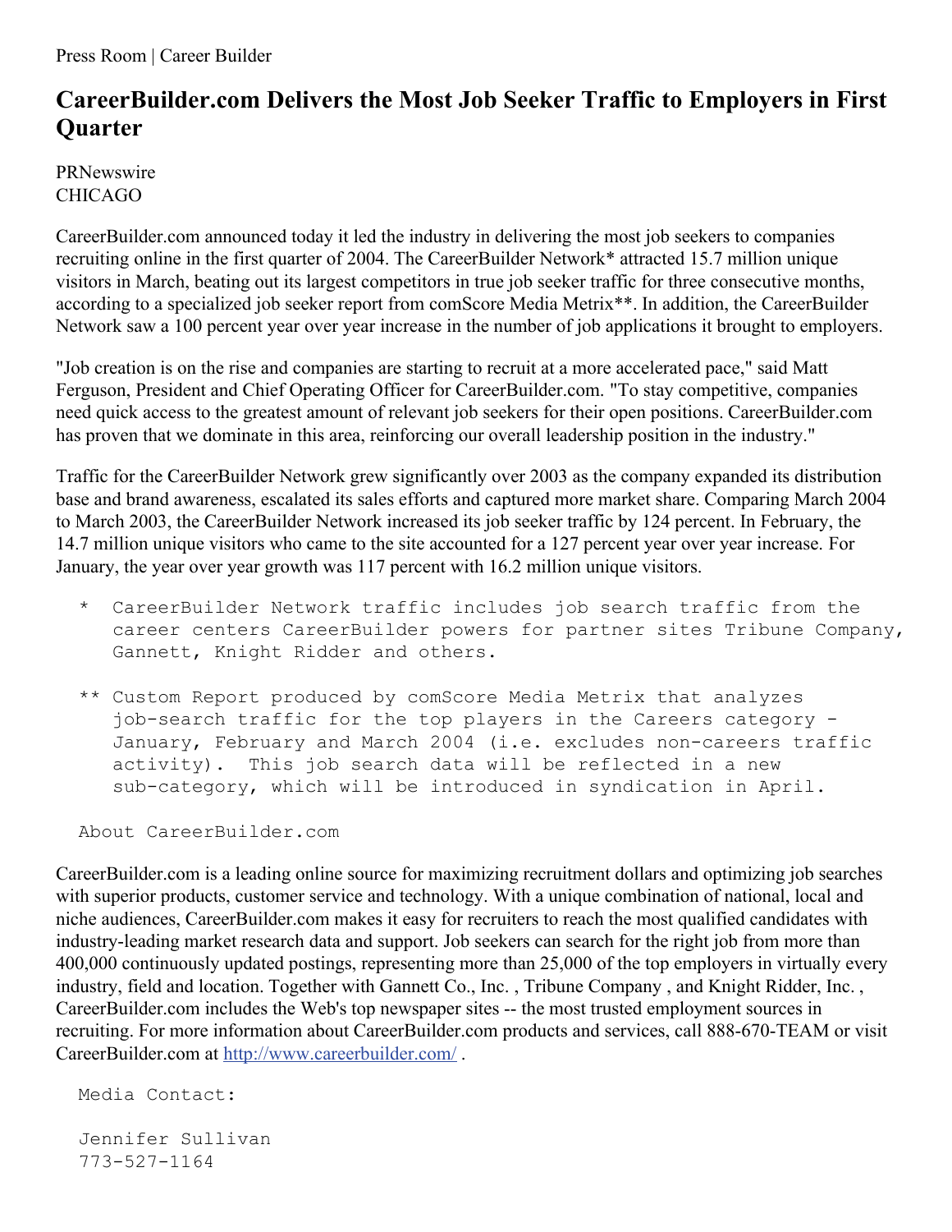Press Room | Career Builder

# CareerBuilder.com Delivers the Most Job Seeker Traffic to Employers in First Quarter

PRNewswire
CHICAGO

CareerBuilder.com announced today it led the industry in delivering the most job seekers to companies recruiting online in the first quarter of 2004. The CareerBuilder Network* attracted 15.7 million unique visitors in March, beating out its largest competitors in true job seeker traffic for three consecutive months, according to a specialized job seeker report from comScore Media Metrix**. In addition, the CareerBuilder Network saw a 100 percent year over year increase in the number of job applications it brought to employers.

"Job creation is on the rise and companies are starting to recruit at a more accelerated pace," said Matt Ferguson, President and Chief Operating Officer for CareerBuilder.com. "To stay competitive, companies need quick access to the greatest amount of relevant job seekers for their open positions. CareerBuilder.com has proven that we dominate in this area, reinforcing our overall leadership position in the industry."

Traffic for the CareerBuilder Network grew significantly over 2003 as the company expanded its distribution base and brand awareness, escalated its sales efforts and captured more market share. Comparing March 2004 to March 2003, the CareerBuilder Network increased its job seeker traffic by 124 percent. In February, the 14.7 million unique visitors who came to the site accounted for a 127 percent year over year increase. For January, the year over year growth was 117 percent with 16.2 million unique visitors.

\* CareerBuilder Network traffic includes job search traffic from the career centers CareerBuilder powers for partner sites Tribune Company, Gannett, Knight Ridder and others.

\*\* Custom Report produced by comScore Media Metrix that analyzes job-search traffic for the top players in the Careers category - January, February and March 2004 (i.e. excludes non-careers traffic activity). This job search data will be reflected in a new sub-category, which will be introduced in syndication in April.

About CareerBuilder.com

CareerBuilder.com is a leading online source for maximizing recruitment dollars and optimizing job searches with superior products, customer service and technology. With a unique combination of national, local and niche audiences, CareerBuilder.com makes it easy for recruiters to reach the most qualified candidates with industry-leading market research data and support. Job seekers can search for the right job from more than 400,000 continuously updated postings, representing more than 25,000 of the top employers in virtually every industry, field and location. Together with Gannett Co., Inc. , Tribune Company , and Knight Ridder, Inc. , CareerBuilder.com includes the Web's top newspaper sites -- the most trusted employment sources in recruiting. For more information about CareerBuilder.com products and services, call 888-670-TEAM or visit CareerBuilder.com at http://www.careerbuilder.com/ .

Media Contact:

Jennifer Sullivan
773-527-1164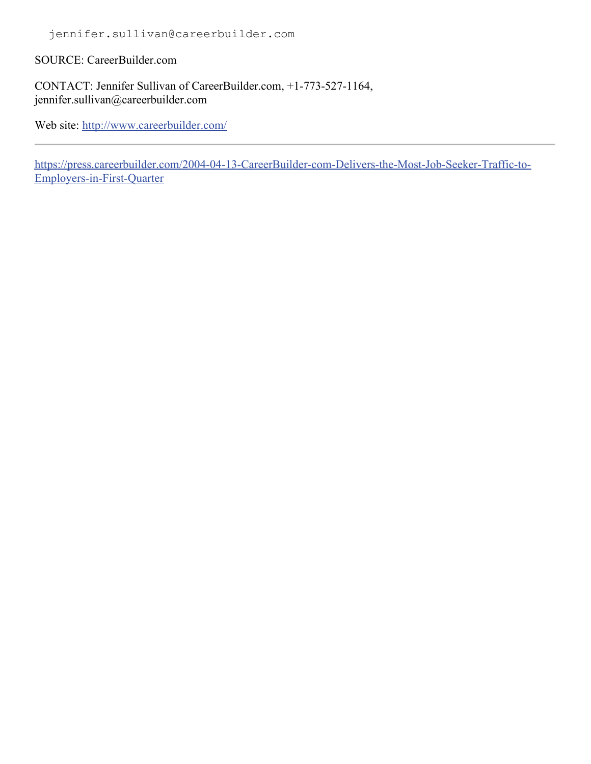```
jennifer.sullivan@careerbuilder.com
```

SOURCE: CareerBuilder.com

CONTACT: Jennifer Sullivan of CareerBuilder.com, +1-773-527-1164, jennifer.sullivan@careerbuilder.com

Web site: http://www.careerbuilder.com/

---

https://press.careerbuilder.com/2004-04-13-CareerBuilder-com-Delivers-the-Most-Job-Seeker-Traffic-to-Employers-in-First-Quarter